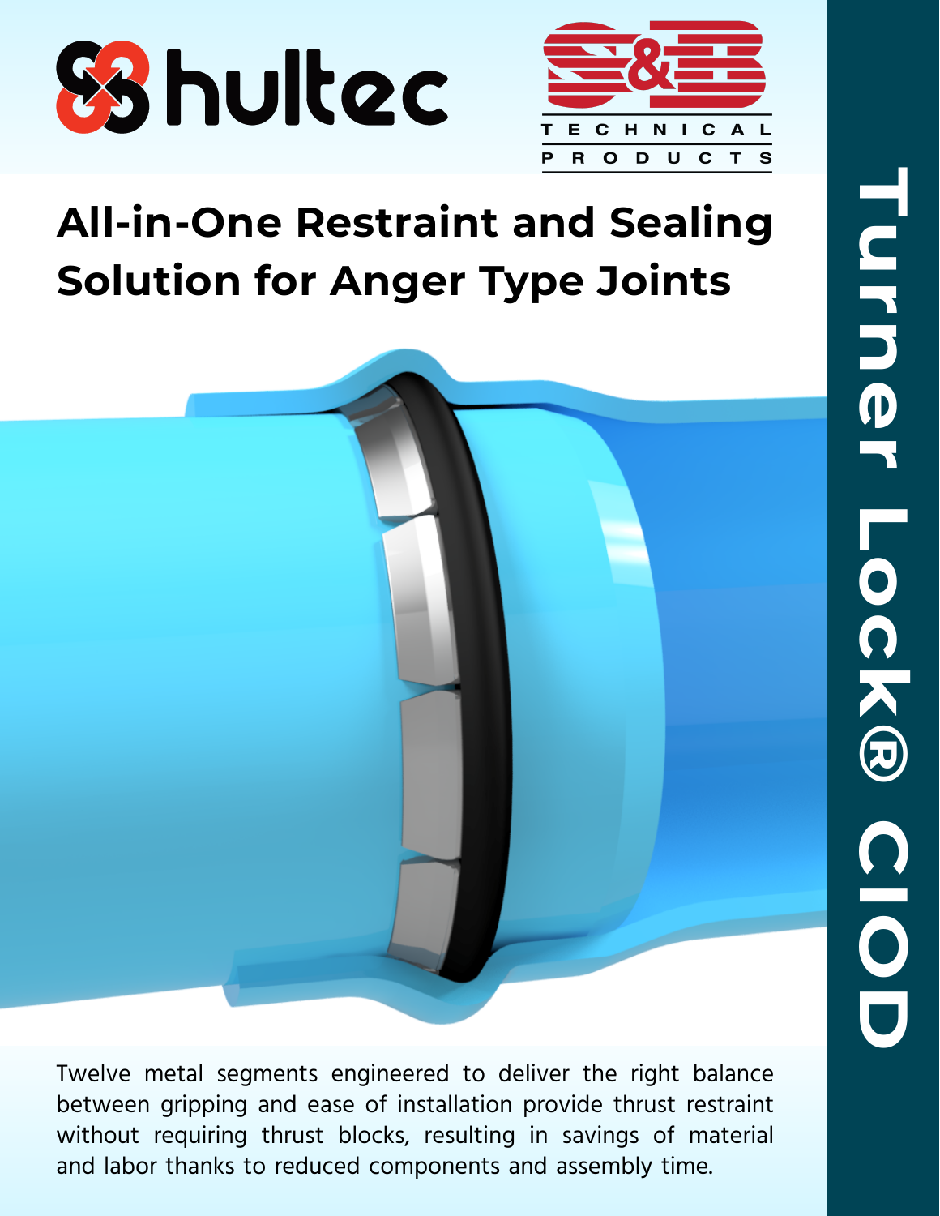hultec

S&B TECHNICAL PRODUCTS

# Turner Lock® CIOD

## All-in-One Restraint and Sealing Solution for Anger Type Joints

Twelve metal segments engineered to deliver the right balance between gripping and ease of installation provide thrust restraint without requiring thrust blocks, resulting in savings of material and labor thanks to reduced components and assembly time.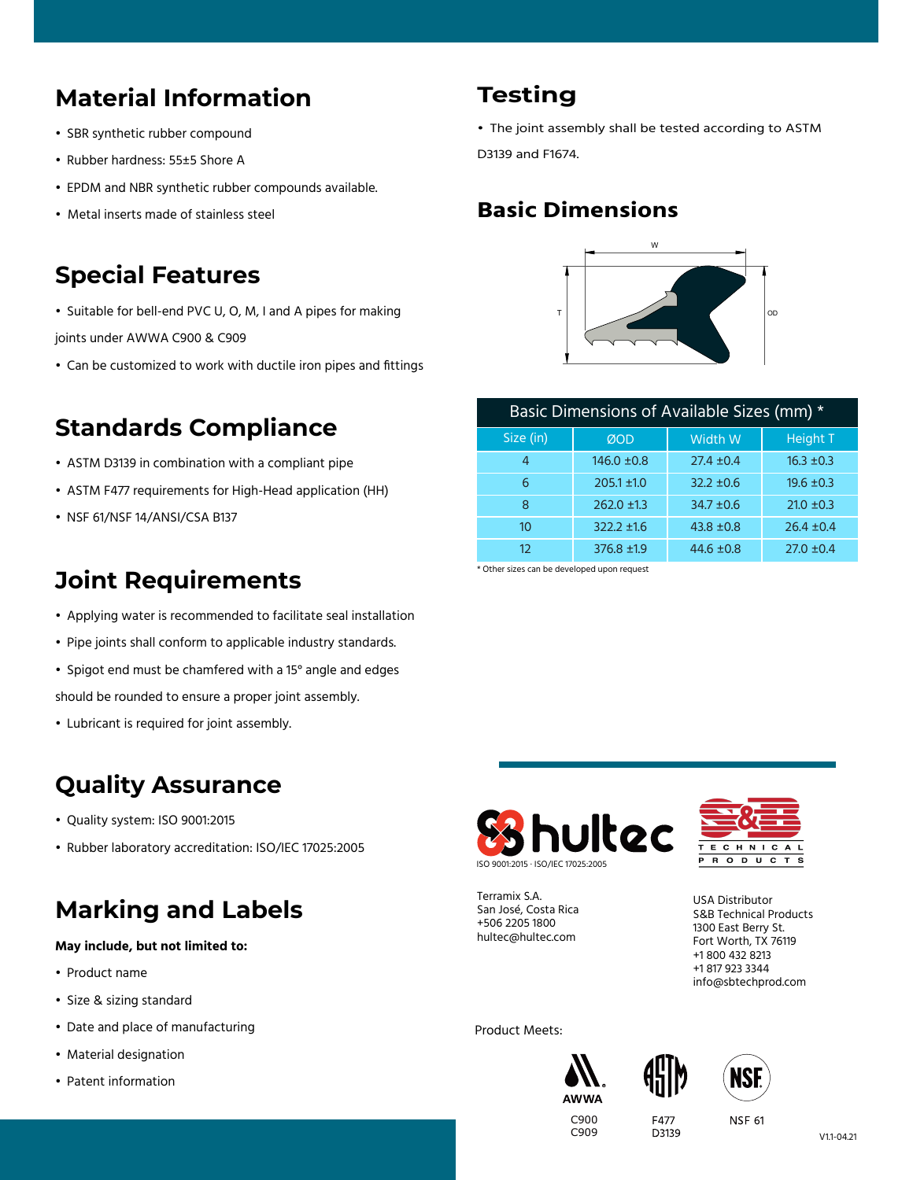## Material Information

- SBR synthetic rubber compound
- Rubber hardness: 55±5 Shore A
- EPDM and NBR synthetic rubber compounds available.
- Metal inserts made of stainless steel

## Special Features

- Suitable for bell-end PVC U, O, M, I and A pipes for making joints under AWWA C900 & C909
- Can be customized to work with ductile iron pipes and fittings

## Standards Compliance

- ASTM D3139 in combination with a compliant pipe
- ASTM F477 requirements for High-Head application (HH)
- NSF 61/NSF 14/ANSI/CSA B137

## Joint Requirements

- Applying water is recommended to facilitate seal installation
- Pipe joints shall conform to applicable industry standards.
- Spigot end must be chamfered with a 15° angle and edges should be rounded to ensure a proper joint assembly.
- Lubricant is required for joint assembly.

## Quality Assurance

- Quality system: ISO 9001:2015
- Rubber laboratory accreditation: ISO/IEC 17025:2005

## Marking and Labels

**May include, but not limited to:**

- Product name
- Size & sizing standard
- Date and place of manufacturing
- Material designation
- Patent information

## Testing

- The joint assembly shall be tested according to ASTM D3139 and F1674.

## Basic Dimensions

W

T

OD

| Basic Dimensions of Available Sizes (mm) * | | | |
| --- | --- | --- | --- |
| Size (in) | ØOD | Width W | Height T |
| 4 | 146.0 ±0.8 | 27.4 ±0.4 | 16.3 ±0.3 |
| 6 | 205.1 ±1.0 | 32.2 ±0.6 | 19.6 ±0.3 |
| 8 | 262.0 ±1.3 | 34.7 ±0.6 | 21.0 ±0.3 |
| 10 | 322.2 ±1.6 | 43.8 ±0.8 | 26.4 ±0.4 |
| 12 | 376.8 ±1.9 | 44.6 ±0.8 | 27.0 ±0.4 |

* Other sizes can be developed upon request

hultec

ISO 9001:2015 · ISO/IEC 17025:2005

S&B TECHNICAL PRODUCTS

Terramix S.A.
San José, Costa Rica
+506 2205 1800
hultec@hultec.com

USA Distributor
S&B Technical Products
1300 East Berry St.
Fort Worth, TX 76119
+1 800 432 8213
+1 817 923 3344
info@sbtechprod.com

Product Meets:

AWWA C900 C909

ASTM F477 D3139

NSF 61

V1.1-04.21